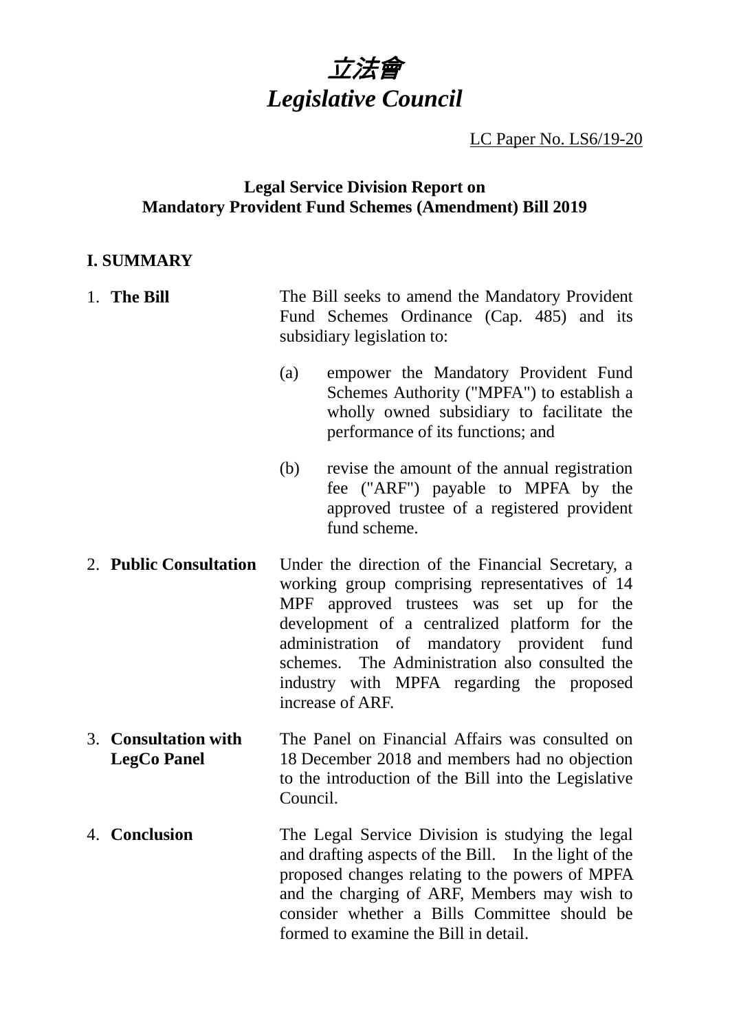# *立法會*
# *Legislative Council*

LC Paper No. LS6/19-20

## Legal Service Division Report on Mandatory Provident Fund Schemes (Amendment) Bill 2019

### I. SUMMARY

1. **The Bill**

   The Bill seeks to amend the Mandatory Provident Fund Schemes Ordinance (Cap. 485) and its subsidiary legislation to:

   (a) empower the Mandatory Provident Fund Schemes Authority ("MPFA") to establish a wholly owned subsidiary to facilitate the performance of its functions; and

   (b) revise the amount of the annual registration fee ("ARF") payable to MPFA by the approved trustee of a registered provident fund scheme.

2. **Public Consultation**

   Under the direction of the Financial Secretary, a working group comprising representatives of 14 MPF approved trustees was set up for the development of a centralized platform for the administration of mandatory provident fund schemes. The Administration also consulted the industry with MPFA regarding the proposed increase of ARF.

3. **Consultation with LegCo Panel**

   The Panel on Financial Affairs was consulted on 18 December 2018 and members had no objection to the introduction of the Bill into the Legislative Council.

4. **Conclusion**

   The Legal Service Division is studying the legal and drafting aspects of the Bill. In the light of the proposed changes relating to the powers of MPFA and the charging of ARF, Members may wish to consider whether a Bills Committee should be formed to examine the Bill in detail.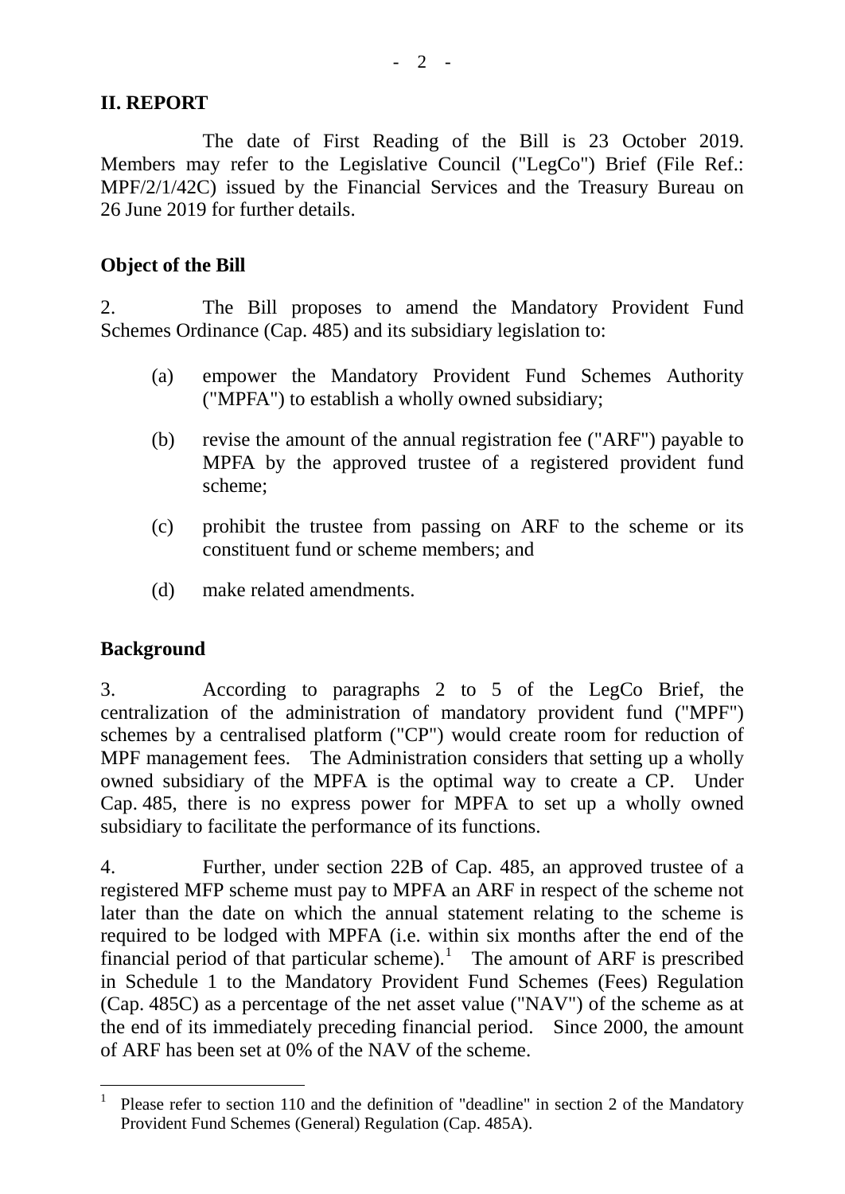## II. REPORT

The date of First Reading of the Bill is 23 October 2019. Members may refer to the Legislative Council ("LegCo") Brief (File Ref.: MPF/2/1/42C) issued by the Financial Services and the Treasury Bureau on 26 June 2019 for further details.

### Object of the Bill

2. The Bill proposes to amend the Mandatory Provident Fund Schemes Ordinance (Cap. 485) and its subsidiary legislation to:

(a) empower the Mandatory Provident Fund Schemes Authority ("MPFA") to establish a wholly owned subsidiary;

(b) revise the amount of the annual registration fee ("ARF") payable to MPFA by the approved trustee of a registered provident fund scheme;

(c) prohibit the trustee from passing on ARF to the scheme or its constituent fund or scheme members; and

(d) make related amendments.

### Background

3. According to paragraphs 2 to 5 of the LegCo Brief, the centralization of the administration of mandatory provident fund ("MPF") schemes by a centralised platform ("CP") would create room for reduction of MPF management fees. The Administration considers that setting up a wholly owned subsidiary of the MPFA is the optimal way to create a CP. Under Cap. 485, there is no express power for MPFA to set up a wholly owned subsidiary to facilitate the performance of its functions.

4. Further, under section 22B of Cap. 485, an approved trustee of a registered MFP scheme must pay to MPFA an ARF in respect of the scheme not later than the date on which the annual statement relating to the scheme is required to be lodged with MPFA (i.e. within six months after the end of the financial period of that particular scheme).[1] The amount of ARF is prescribed in Schedule 1 to the Mandatory Provident Fund Schemes (Fees) Regulation (Cap. 485C) as a percentage of the net asset value ("NAV") of the scheme as at the end of its immediately preceding financial period. Since 2000, the amount of ARF has been set at 0% of the NAV of the scheme.

---

[1] Please refer to section 110 and the definition of "deadline" in section 2 of the Mandatory Provident Fund Schemes (General) Regulation (Cap. 485A).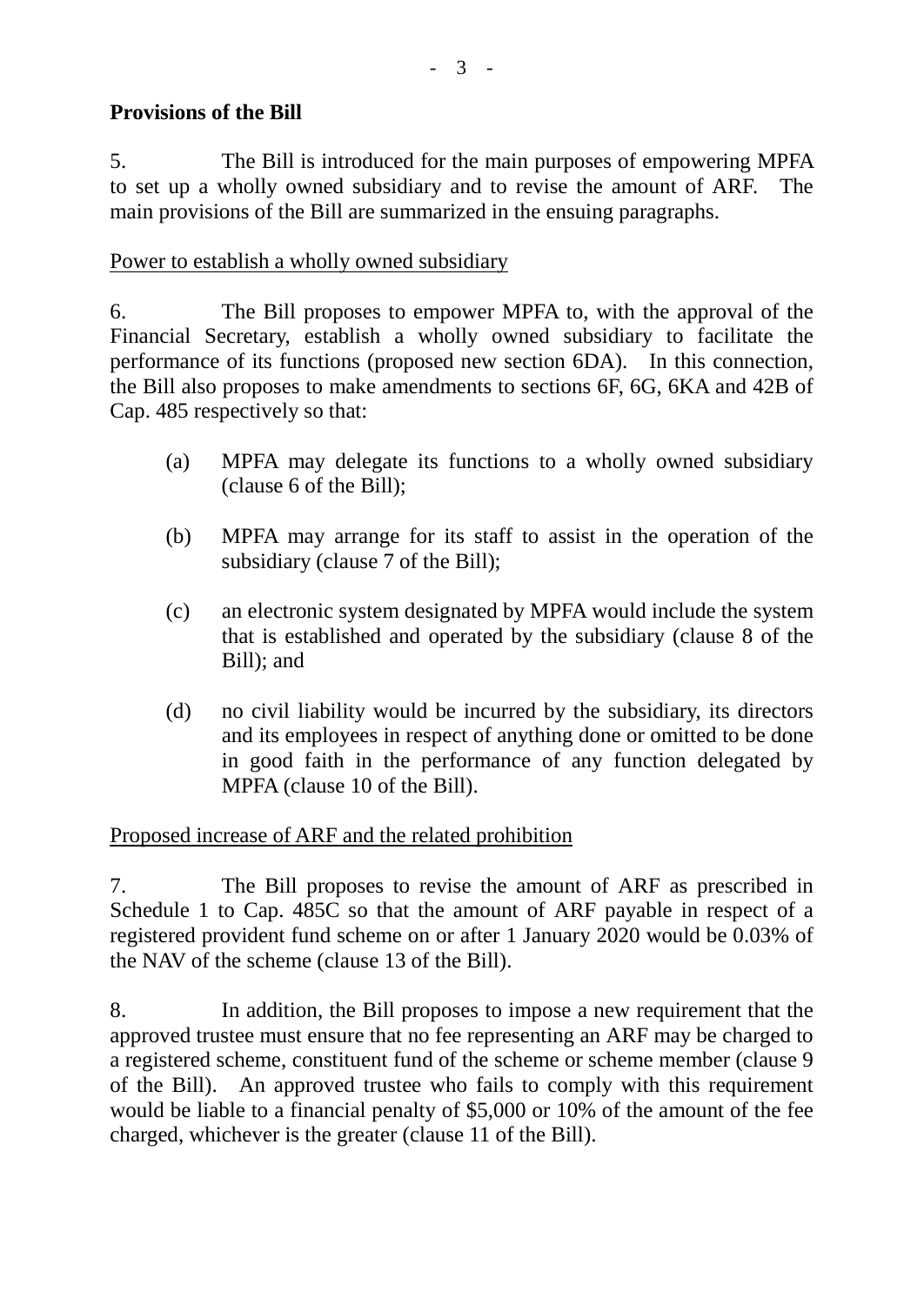**Provisions of the Bill**

5. The Bill is introduced for the main purposes of empowering MPFA to set up a wholly owned subsidiary and to revise the amount of ARF. The main provisions of the Bill are summarized in the ensuing paragraphs.

Power to establish a wholly owned subsidiary

6. The Bill proposes to empower MPFA to, with the approval of the Financial Secretary, establish a wholly owned subsidiary to facilitate the performance of its functions (proposed new section 6DA). In this connection, the Bill also proposes to make amendments to sections 6F, 6G, 6KA and 42B of Cap. 485 respectively so that:

(a) MPFA may delegate its functions to a wholly owned subsidiary (clause 6 of the Bill);

(b) MPFA may arrange for its staff to assist in the operation of the subsidiary (clause 7 of the Bill);

(c) an electronic system designated by MPFA would include the system that is established and operated by the subsidiary (clause 8 of the Bill); and

(d) no civil liability would be incurred by the subsidiary, its directors and its employees in respect of anything done or omitted to be done in good faith in the performance of any function delegated by MPFA (clause 10 of the Bill).

Proposed increase of ARF and the related prohibition

7. The Bill proposes to revise the amount of ARF as prescribed in Schedule 1 to Cap. 485C so that the amount of ARF payable in respect of a registered provident fund scheme on or after 1 January 2020 would be 0.03% of the NAV of the scheme (clause 13 of the Bill).

8. In addition, the Bill proposes to impose a new requirement that the approved trustee must ensure that no fee representing an ARF may be charged to a registered scheme, constituent fund of the scheme or scheme member (clause 9 of the Bill). An approved trustee who fails to comply with this requirement would be liable to a financial penalty of $5,000 or 10% of the amount of the fee charged, whichever is the greater (clause 11 of the Bill).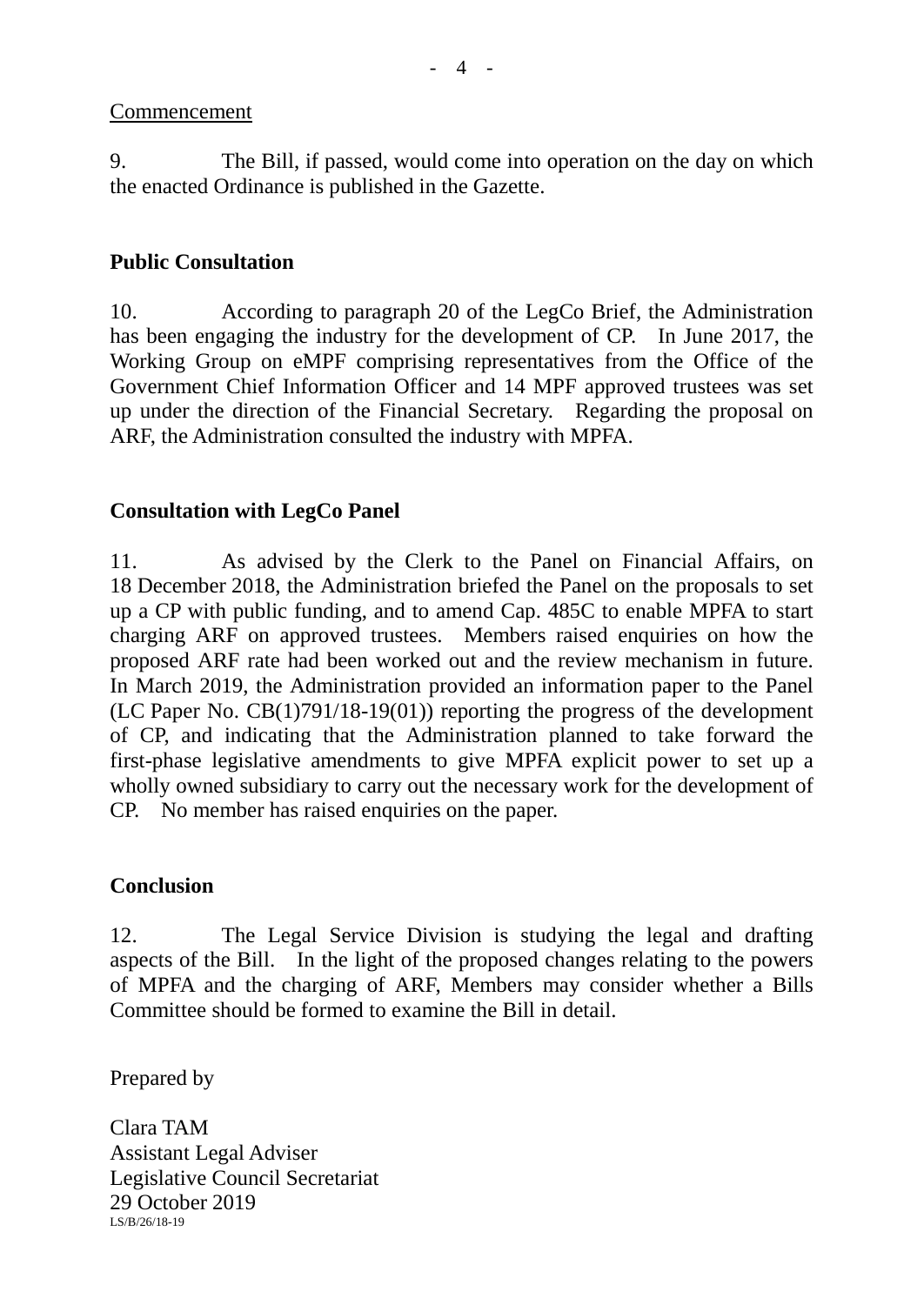Commencement

9. The Bill, if passed, would come into operation on the day on which the enacted Ordinance is published in the Gazette.

## Public Consultation

10. According to paragraph 20 of the LegCo Brief, the Administration has been engaging the industry for the development of CP. In June 2017, the Working Group on eMPF comprising representatives from the Office of the Government Chief Information Officer and 14 MPF approved trustees was set up under the direction of the Financial Secretary. Regarding the proposal on ARF, the Administration consulted the industry with MPFA.

## Consultation with LegCo Panel

11. As advised by the Clerk to the Panel on Financial Affairs, on 18 December 2018, the Administration briefed the Panel on the proposals to set up a CP with public funding, and to amend Cap. 485C to enable MPFA to start charging ARF on approved trustees. Members raised enquiries on how the proposed ARF rate had been worked out and the review mechanism in future. In March 2019, the Administration provided an information paper to the Panel (LC Paper No. CB(1)791/18-19(01)) reporting the progress of the development of CP, and indicating that the Administration planned to take forward the first-phase legislative amendments to give MPFA explicit power to set up a wholly owned subsidiary to carry out the necessary work for the development of CP. No member has raised enquiries on the paper.

## Conclusion

12. The Legal Service Division is studying the legal and drafting aspects of the Bill. In the light of the proposed changes relating to the powers of MPFA and the charging of ARF, Members may consider whether a Bills Committee should be formed to examine the Bill in detail.

Prepared by

Clara TAM
Assistant Legal Adviser
Legislative Council Secretariat
29 October 2019
LS/B/26/18-19